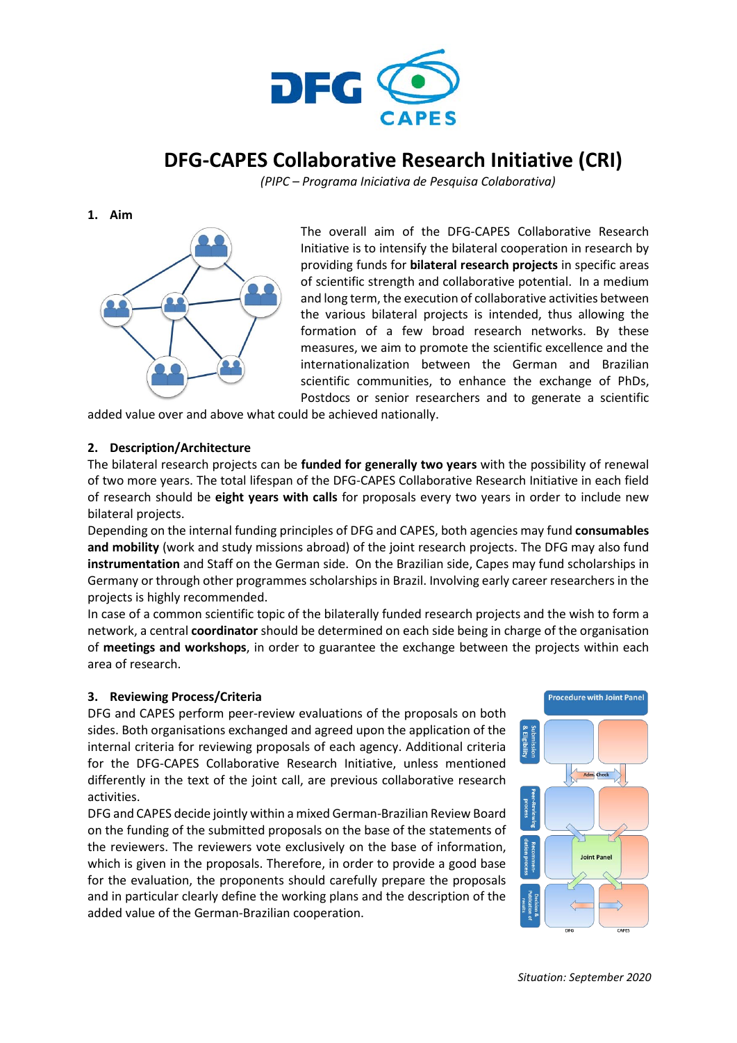# DFG-CAPES Collaborative Research Initiative (CRI)

*(PIPC – Programa Iniciativa de Pesquisa Colaborativa)*

## 1. Aim

The overall aim of the DFG-CAPES Collaborative Research Initiative is to intensify the bilateral cooperation in research by providing funds for **bilateral research projects** in specific areas of scientific strength and collaborative potential. In a medium and long term, the execution of collaborative activities between the various bilateral projects is intended, thus allowing the formation of a few broad research networks. By these measures, we aim to promote the scientific excellence and the internationalization between the German and Brazilian scientific communities, to enhance the exchange of PhDs, Postdocs or senior researchers and to generate a scientific added value over and above what could be achieved nationally.

## 2. Description/Architecture

The bilateral research projects can be **funded for generally two years** with the possibility of renewal of two more years. The total lifespan of the DFG-CAPES Collaborative Research Initiative in each field of research should be **eight years with calls** for proposals every two years in order to include new bilateral projects.

Depending on the internal funding principles of DFG and CAPES, both agencies may fund **consumables and mobility** (work and study missions abroad) of the joint research projects. The DFG may also fund **instrumentation** and Staff on the German side. On the Brazilian side, Capes may fund scholarships in Germany or through other programmes scholarships in Brazil. Involving early career researchers in the projects is highly recommended.

In case of a common scientific topic of the bilaterally funded research projects and the wish to form a network, a central **coordinator** should be determined on each side being in charge of the organisation of **meetings and workshops**, in order to guarantee the exchange between the projects within each area of research.

## 3. Reviewing Process/Criteria

DFG and CAPES perform peer-review evaluations of the proposals on both sides. Both organisations exchanged and agreed upon the application of the internal criteria for reviewing proposals of each agency. Additional criteria for the DFG-CAPES Collaborative Research Initiative, unless mentioned differently in the text of the joint call, are previous collaborative research activities.

DFG and CAPES decide jointly within a mixed German-Brazilian Review Board on the funding of the submitted proposals on the base of the statements of the reviewers. The reviewers vote exclusively on the base of information, which is given in the proposals. Therefore, in order to provide a good base for the evaluation, the proponents should carefully prepare the proposals and in particular clearly define the working plans and the description of the added value of the German-Brazilian cooperation.

Procedure with Joint Panel

*Situation: September 2020*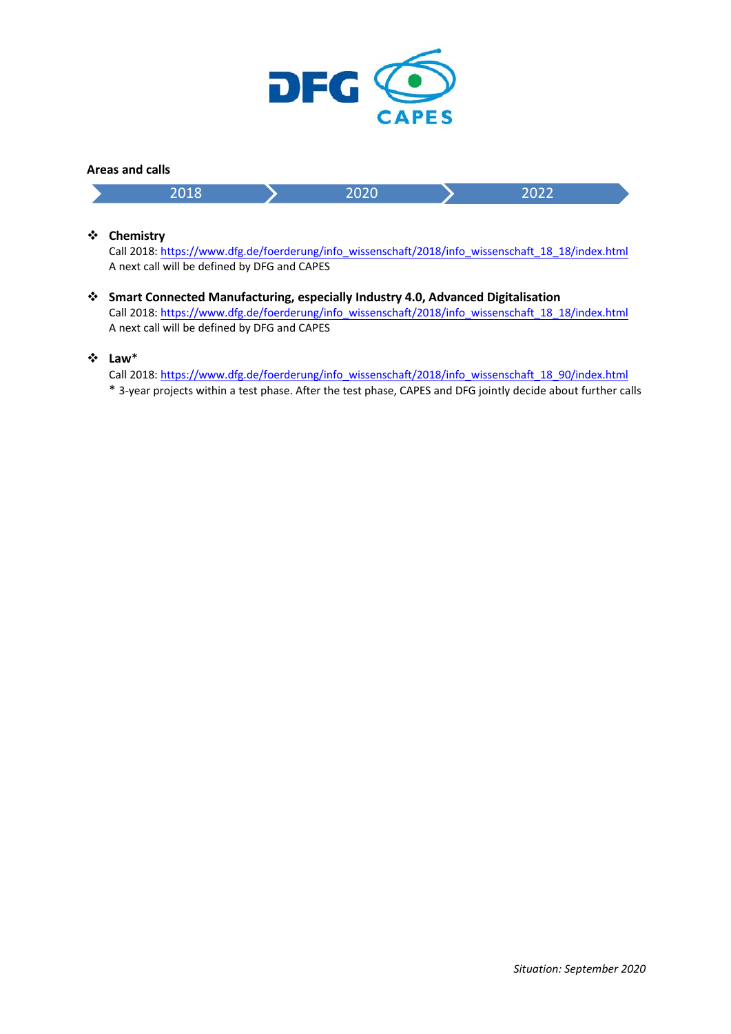**Areas and calls**

2018 › 2020 › 2022

- **Chemistry**
  Call 2018: https://www.dfg.de/foerderung/info_wissenschaft/2018/info_wissenschaft_18_18/index.html
  A next call will be defined by DFG and CAPES

- **Smart Connected Manufacturing, especially Industry 4.0, Advanced Digitalisation**
  Call 2018: https://www.dfg.de/foerderung/info_wissenschaft/2018/info_wissenschaft_18_18/index.html
  A next call will be defined by DFG and CAPES

- **Law***
  Call 2018: https://www.dfg.de/foerderung/info_wissenschaft/2018/info_wissenschaft_18_90/index.html
  * 3-year projects within a test phase. After the test phase, CAPES and DFG jointly decide about further calls

*Situation: September 2020*